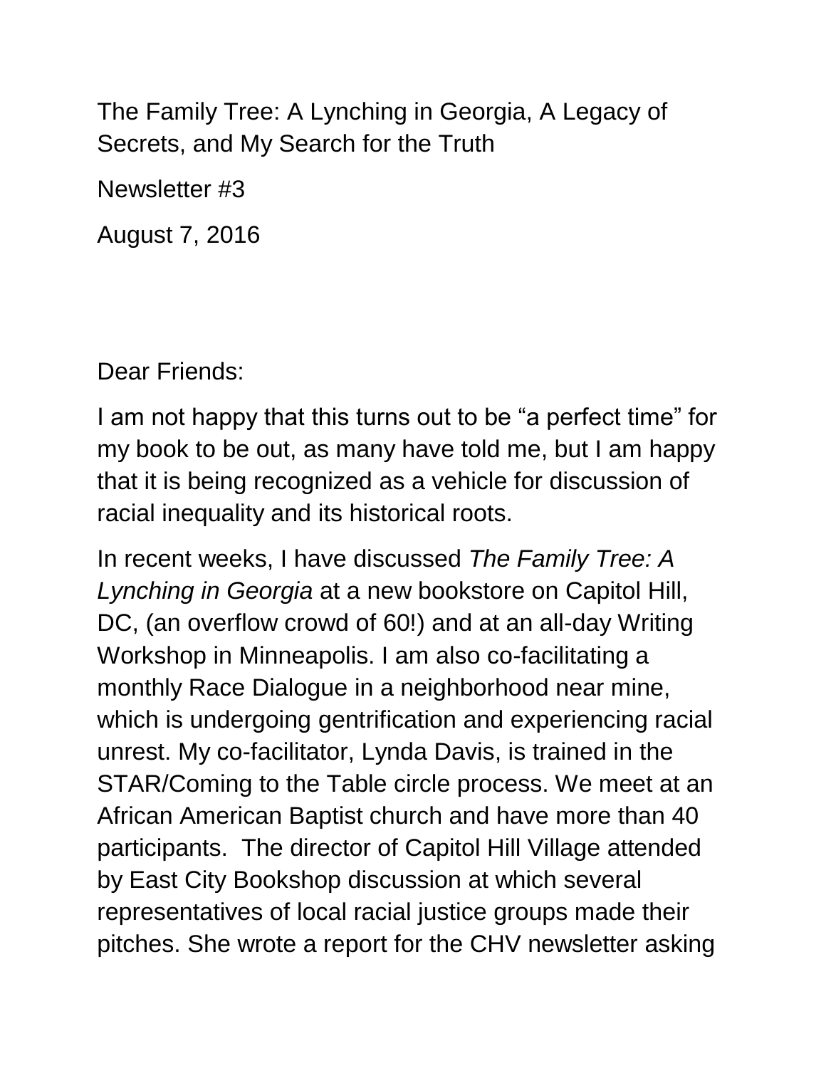The Family Tree: A Lynching in Georgia, A Legacy of Secrets, and My Search for the Truth

Newsletter #3

August 7, 2016

Dear Friends:

I am not happy that this turns out to be "a perfect time" for my book to be out, as many have told me, but I am happy that it is being recognized as a vehicle for discussion of racial inequality and its historical roots.

In recent weeks, I have discussed *The Family Tree: A Lynching in Georgia* at a new bookstore on Capitol Hill, DC, (an overflow crowd of 60!) and at an all-day Writing Workshop in Minneapolis. I am also co-facilitating a monthly Race Dialogue in a neighborhood near mine, which is undergoing gentrification and experiencing racial unrest. My co-facilitator, Lynda Davis, is trained in the STAR/Coming to the Table circle process. We meet at an African American Baptist church and have more than 40 participants. The director of Capitol Hill Village attended by East City Bookshop discussion at which several representatives of local racial justice groups made their pitches. She wrote a report for the CHV newsletter asking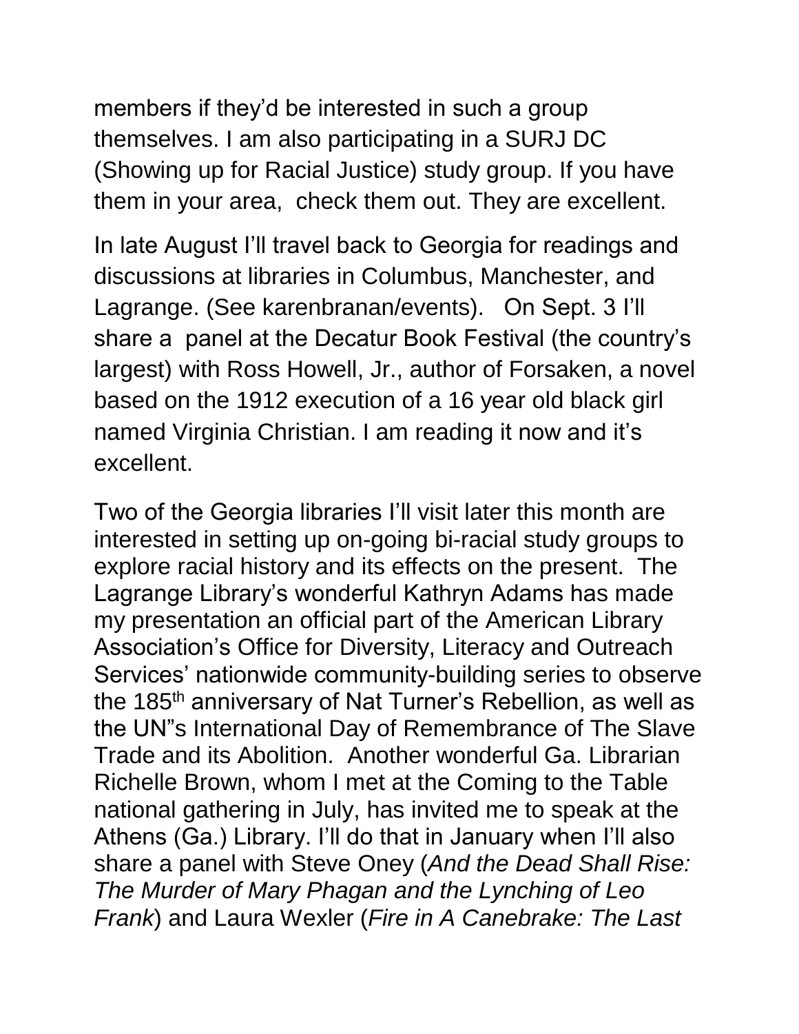members if they'd be interested in such a group themselves. I am also participating in a SURJ DC (Showing up for Racial Justice) study group. If you have them in your area, check them out. They are excellent.

In late August I'll travel back to Georgia for readings and discussions at libraries in Columbus, Manchester, and Lagrange. (See karenbranan/events). On Sept. 3 I'll share a panel at the Decatur Book Festival (the country's largest) with Ross Howell, Jr., author of Forsaken, a novel based on the 1912 execution of a 16 year old black girl named Virginia Christian. I am reading it now and it's excellent.

Two of the Georgia libraries I'll visit later this month are interested in setting up on-going bi-racial study groups to explore racial history and its effects on the present. The Lagrange Library's wonderful Kathryn Adams has made my presentation an official part of the American Library Association's Office for Diversity, Literacy and Outreach Services' nationwide community-building series to observe the 185th anniversary of Nat Turner's Rebellion, as well as the UN"s International Day of Remembrance of The Slave Trade and its Abolition. Another wonderful Ga. Librarian Richelle Brown, whom I met at the Coming to the Table national gathering in July, has invited me to speak at the Athens (Ga.) Library. I'll do that in January when I'll also share a panel with Steve Oney (*And the Dead Shall Rise: The Murder of Mary Phagan and the Lynching of Leo Frank*) and Laura Wexler (*Fire in A Canebrake: The Last*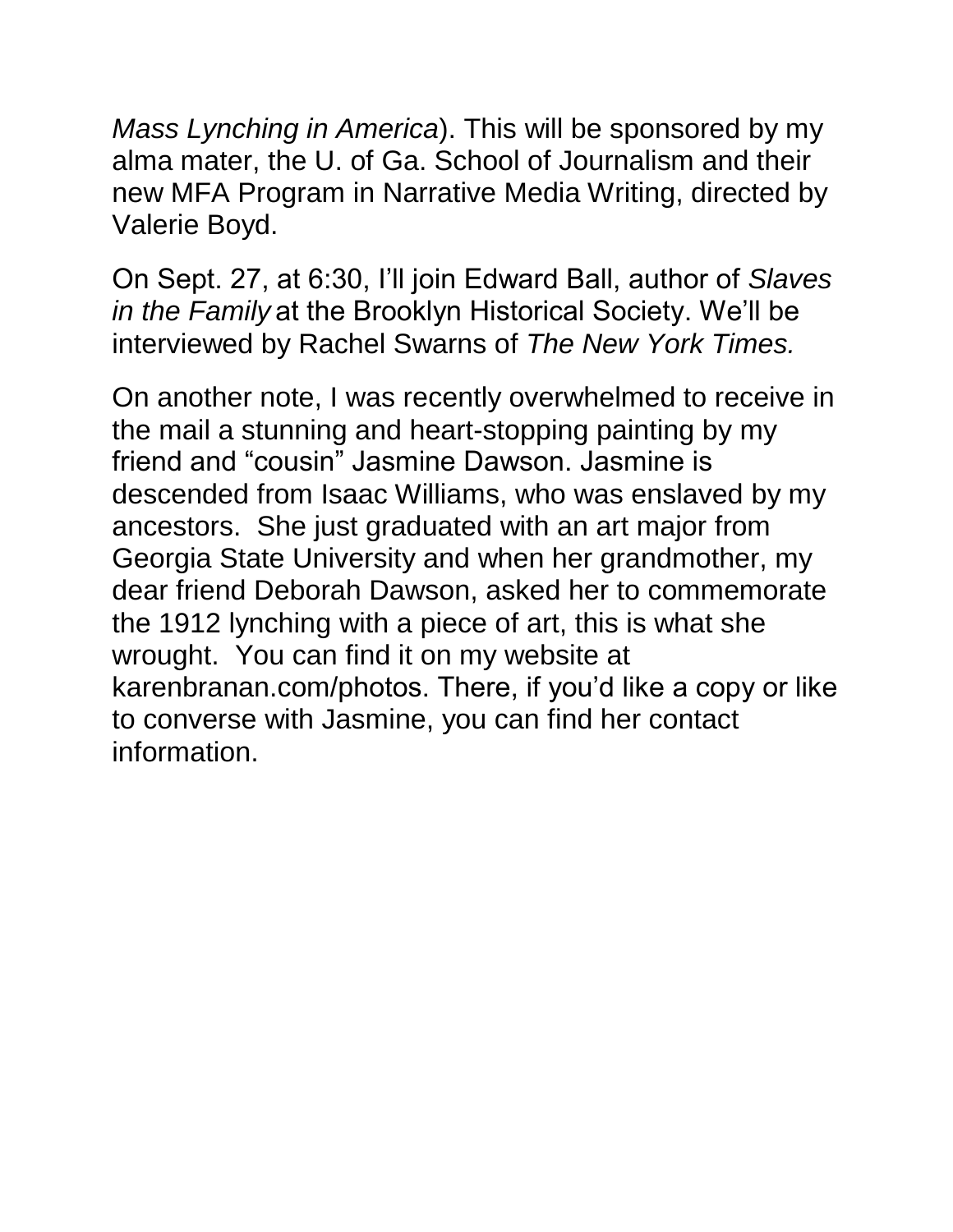*Mass Lynching in America*). This will be sponsored by my alma mater, the U. of Ga. School of Journalism and their new MFA Program in Narrative Media Writing, directed by Valerie Boyd.

On Sept. 27, at 6:30, I'll join Edward Ball, author of *Slaves in the Family* at the Brooklyn Historical Society. We'll be interviewed by Rachel Swarns of *The New York Times.*

On another note, I was recently overwhelmed to receive in the mail a stunning and heart-stopping painting by my friend and "cousin" Jasmine Dawson. Jasmine is descended from Isaac Williams, who was enslaved by my ancestors. She just graduated with an art major from Georgia State University and when her grandmother, my dear friend Deborah Dawson, asked her to commemorate the 1912 lynching with a piece of art, this is what she wrought. You can find it on my website at karenbranan.com/photos. There, if you'd like a copy or like to converse with Jasmine, you can find her contact information.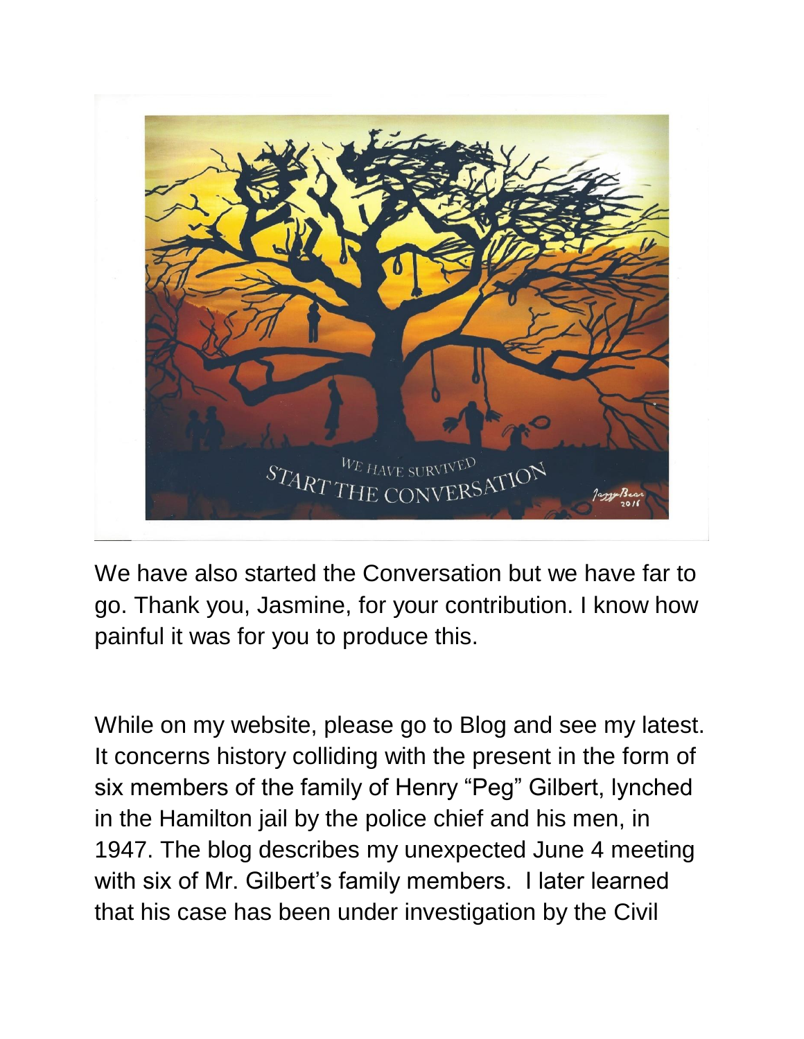We have also started the Conversation but we have far to go. Thank you, Jasmine, for your contribution. I know how painful it was for you to produce this.

While on my website, please go to Blog and see my latest. It concerns history colliding with the present in the form of six members of the family of Henry "Peg" Gilbert, lynched in the Hamilton jail by the police chief and his men, in 1947. The blog describes my unexpected June 4 meeting with six of Mr. Gilbert's family members. I later learned that his case has been under investigation by the Civil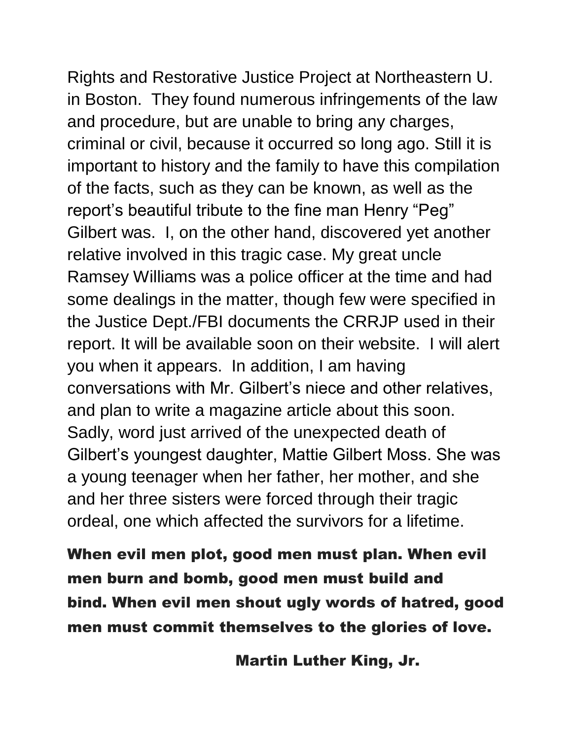Rights and Restorative Justice Project at Northeastern U. in Boston. They found numerous infringements of the law and procedure, but are unable to bring any charges, criminal or civil, because it occurred so long ago. Still it is important to history and the family to have this compilation of the facts, such as they can be known, as well as the report's beautiful tribute to the fine man Henry "Peg" Gilbert was. I, on the other hand, discovered yet another relative involved in this tragic case. My great uncle Ramsey Williams was a police officer at the time and had some dealings in the matter, though few were specified in the Justice Dept./FBI documents the CRRJP used in their report. It will be available soon on their website. I will alert you when it appears. In addition, I am having conversations with Mr. Gilbert's niece and other relatives, and plan to write a magazine article about this soon. Sadly, word just arrived of the unexpected death of Gilbert's youngest daughter, Mattie Gilbert Moss. She was a young teenager when her father, her mother, and she and her three sisters were forced through their tragic ordeal, one which affected the survivors for a lifetime.

**When evil men plot, good men must plan. When evil men burn and bomb, good men must build and bind. When evil men shout ugly words of hatred, good men must commit themselves to the glories of love.**

**Martin Luther King, Jr.**